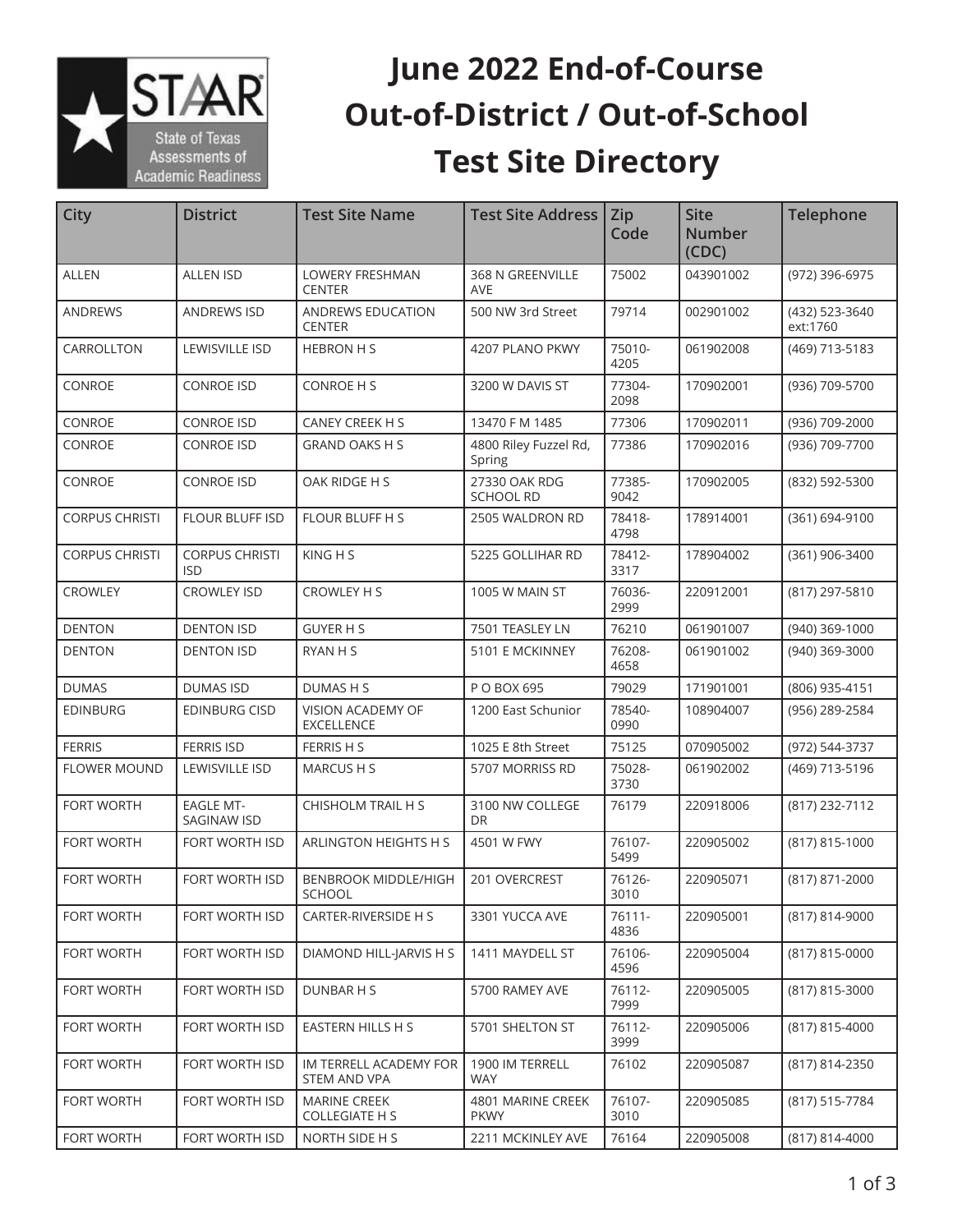# June 2022 End-of-Course Out-of-District / Out-of-School Test Site Directory

| City | District | Test Site Name | Test Site Address | Zip Code | Site Number (CDC) | Telephone |
|---|---|---|---|---|---|---|
| ALLEN | ALLEN ISD | LOWERY FRESHMAN CENTER | 368 N GREENVILLE AVE | 75002 | 043901002 | (972) 396-6975 |
| ANDREWS | ANDREWS ISD | ANDREWS EDUCATION CENTER | 500 NW 3rd Street | 79714 | 002901002 | (432) 523-3640 ext:1760 |
| CARROLLTON | LEWISVILLE ISD | HEBRON H S | 4207 PLANO PKWY | 75010-4205 | 061902008 | (469) 713-5183 |
| CONROE | CONROE ISD | CONROE H S | 3200 W DAVIS ST | 77304-2098 | 170902001 | (936) 709-5700 |
| CONROE | CONROE ISD | CANEY CREEK H S | 13470 F M 1485 | 77306 | 170902011 | (936) 709-2000 |
| CONROE | CONROE ISD | GRAND OAKS H S | 4800 Riley Fuzzel Rd, Spring | 77386 | 170902016 | (936) 709-7700 |
| CONROE | CONROE ISD | OAK RIDGE H S | 27330 OAK RDG SCHOOL RD | 77385-9042 | 170902005 | (832) 592-5300 |
| CORPUS CHRISTI | FLOUR BLUFF ISD | FLOUR BLUFF H S | 2505 WALDRON RD | 78418-4798 | 178914001 | (361) 694-9100 |
| CORPUS CHRISTI | CORPUS CHRISTI ISD | KING H S | 5225 GOLLIHAR RD | 78412-3317 | 178904002 | (361) 906-3400 |
| CROWLEY | CROWLEY ISD | CROWLEY H S | 1005 W MAIN ST | 76036-2999 | 220912001 | (817) 297-5810 |
| DENTON | DENTON ISD | GUYER H S | 7501 TEASLEY LN | 76210 | 061901007 | (940) 369-1000 |
| DENTON | DENTON ISD | RYAN H S | 5101 E MCKINNEY | 76208-4658 | 061901002 | (940) 369-3000 |
| DUMAS | DUMAS ISD | DUMAS H S | P O BOX 695 | 79029 | 171901001 | (806) 935-4151 |
| EDINBURG | EDINBURG CISD | VISION ACADEMY OF EXCELLENCE | 1200 East Schunior | 78540-0990 | 108904007 | (956) 289-2584 |
| FERRIS | FERRIS ISD | FERRIS H S | 1025 E 8th Street | 75125 | 070905002 | (972) 544-3737 |
| FLOWER MOUND | LEWISVILLE ISD | MARCUS H S | 5707 MORRISS RD | 75028-3730 | 061902002 | (469) 713-5196 |
| FORT WORTH | EAGLE MT-SAGINAW ISD | CHISHOLM TRAIL H S | 3100 NW COLLEGE DR | 76179 | 220918006 | (817) 232-7112 |
| FORT WORTH | FORT WORTH ISD | ARLINGTON HEIGHTS H S | 4501 W FWY | 76107-5499 | 220905002 | (817) 815-1000 |
| FORT WORTH | FORT WORTH ISD | BENBROOK MIDDLE/HIGH SCHOOL | 201 OVERCREST | 76126-3010 | 220905071 | (817) 871-2000 |
| FORT WORTH | FORT WORTH ISD | CARTER-RIVERSIDE H S | 3301 YUCCA AVE | 76111-4836 | 220905001 | (817) 814-9000 |
| FORT WORTH | FORT WORTH ISD | DIAMOND HILL-JARVIS H S | 1411 MAYDELL ST | 76106-4596 | 220905004 | (817) 815-0000 |
| FORT WORTH | FORT WORTH ISD | DUNBAR H S | 5700 RAMEY AVE | 76112-7999 | 220905005 | (817) 815-3000 |
| FORT WORTH | FORT WORTH ISD | EASTERN HILLS H S | 5701 SHELTON ST | 76112-3999 | 220905006 | (817) 815-4000 |
| FORT WORTH | FORT WORTH ISD | IM TERRELL ACADEMY FOR STEM AND VPA | 1900 IM TERRELL WAY | 76102 | 220905087 | (817) 814-2350 |
| FORT WORTH | FORT WORTH ISD | MARINE CREEK COLLEGIATE H S | 4801 MARINE CREEK PKWY | 76107-3010 | 220905085 | (817) 515-7784 |
| FORT WORTH | FORT WORTH ISD | NORTH SIDE H S | 2211 MCKINLEY AVE | 76164 | 220905008 | (817) 814-4000 |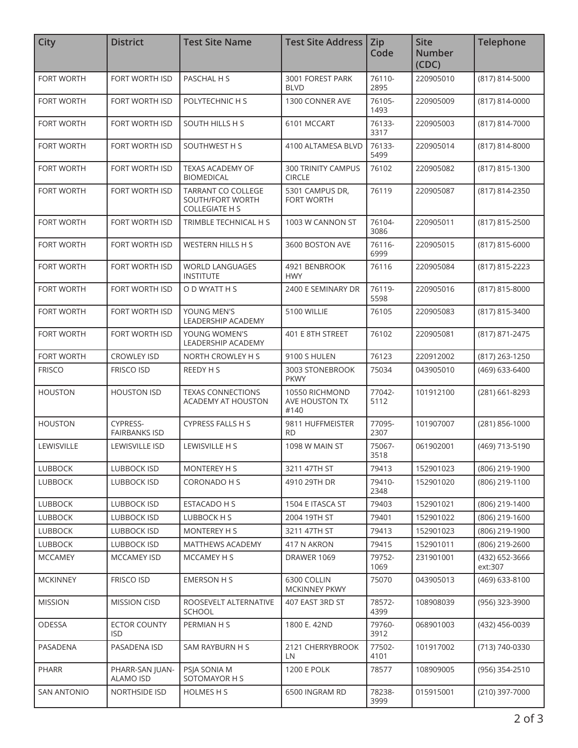| City | District | Test Site Name | Test Site Address | Zip Code | Site Number (CDC) | Telephone |
| --- | --- | --- | --- | --- | --- | --- |
| FORT WORTH | FORT WORTH ISD | PASCHAL H S | 3001 FOREST PARK BLVD | 76110-2895 | 220905010 | (817) 814-5000 |
| FORT WORTH | FORT WORTH ISD | POLYTECHNIC H S | 1300 CONNER AVE | 76105-1493 | 220905009 | (817) 814-0000 |
| FORT WORTH | FORT WORTH ISD | SOUTH HILLS H S | 6101 MCCART | 76133-3317 | 220905003 | (817) 814-7000 |
| FORT WORTH | FORT WORTH ISD | SOUTHWEST H S | 4100 ALTAMESA BLVD | 76133-5499 | 220905014 | (817) 814-8000 |
| FORT WORTH | FORT WORTH ISD | TEXAS ACADEMY OF BIOMEDICAL | 300 TRINITY CAMPUS CIRCLE | 76102 | 220905082 | (817) 815-1300 |
| FORT WORTH | FORT WORTH ISD | TARRANT CO COLLEGE SOUTH/FORT WORTH COLLEGIATE H S | 5301 CAMPUS DR, FORT WORTH | 76119 | 220905087 | (817) 814-2350 |
| FORT WORTH | FORT WORTH ISD | TRIMBLE TECHNICAL H S | 1003 W CANNON ST | 76104-3086 | 220905011 | (817) 815-2500 |
| FORT WORTH | FORT WORTH ISD | WESTERN HILLS H S | 3600 BOSTON AVE | 76116-6999 | 220905015 | (817) 815-6000 |
| FORT WORTH | FORT WORTH ISD | WORLD LANGUAGES INSTITUTE | 4921 BENBROOK HWY | 76116 | 220905084 | (817) 815-2223 |
| FORT WORTH | FORT WORTH ISD | O D WYATT H S | 2400 E SEMINARY DR | 76119-5598 | 220905016 | (817) 815-8000 |
| FORT WORTH | FORT WORTH ISD | YOUNG MEN'S LEADERSHIP ACADEMY | 5100 WILLIE | 76105 | 220905083 | (817) 815-3400 |
| FORT WORTH | FORT WORTH ISD | YOUNG WOMEN'S LEADERSHIP ACADEMY | 401 E 8TH STREET | 76102 | 220905081 | (817) 871-2475 |
| FORT WORTH | CROWLEY ISD | NORTH CROWLEY H S | 9100 S HULEN | 76123 | 220912002 | (817) 263-1250 |
| FRISCO | FRISCO ISD | REEDY H S | 3003 STONEBROOK PKWY | 75034 | 043905010 | (469) 633-6400 |
| HOUSTON | HOUSTON ISD | TEXAS CONNECTIONS ACADEMY AT HOUSTON | 10550 RICHMOND AVE HOUSTON TX #140 | 77042-5112 | 101912100 | (281) 661-8293 |
| HOUSTON | CYPRESS-FAIRBANKS ISD | CYPRESS FALLS H S | 9811 HUFFMEISTER RD | 77095-2307 | 101907007 | (281) 856-1000 |
| LEWISVILLE | LEWISVILLE ISD | LEWISVILLE H S | 1098 W MAIN ST | 75067-3518 | 061902001 | (469) 713-5190 |
| LUBBOCK | LUBBOCK ISD | MONTEREY H S | 3211 47TH ST | 79413 | 152901023 | (806) 219-1900 |
| LUBBOCK | LUBBOCK ISD | CORONADO H S | 4910 29TH DR | 79410-2348 | 152901020 | (806) 219-1100 |
| LUBBOCK | LUBBOCK ISD | ESTACADO H S | 1504 E ITASCA ST | 79403 | 152901021 | (806) 219-1400 |
| LUBBOCK | LUBBOCK ISD | LUBBOCK H S | 2004 19TH ST | 79401 | 152901022 | (806) 219-1600 |
| LUBBOCK | LUBBOCK ISD | MONTEREY H S | 3211 47TH ST | 79413 | 152901023 | (806) 219-1900 |
| LUBBOCK | LUBBOCK ISD | MATTHEWS ACADEMY | 417 N AKRON | 79415 | 152901011 | (806) 219-2600 |
| MCCAMEY | MCCAMEY ISD | MCCAMEY H S | DRAWER 1069 | 79752-1069 | 231901001 | (432) 652-3666 ext:307 |
| MCKINNEY | FRISCO ISD | EMERSON H S | 6300 COLLIN MCKINNEY PKWY | 75070 | 043905013 | (469) 633-8100 |
| MISSION | MISSION CISD | ROOSEVELT ALTERNATIVE SCHOOL | 407 EAST 3RD ST | 78572-4399 | 108908039 | (956) 323-3900 |
| ODESSA | ECTOR COUNTY ISD | PERMIAN H S | 1800 E. 42ND | 79760-3912 | 068901003 | (432) 456-0039 |
| PASADENA | PASADENA ISD | SAM RAYBURN H S | 2121 CHERRYBROOK LN | 77502-4101 | 101917002 | (713) 740-0330 |
| PHARR | PHARR-SAN JUAN-ALAMO ISD | PSJA SONIA M SOTOMAYOR H S | 1200 E POLK | 78577 | 108909005 | (956) 354-2510 |
| SAN ANTONIO | NORTHSIDE ISD | HOLMES H S | 6500 INGRAM RD | 78238-3999 | 015915001 | (210) 397-7000 |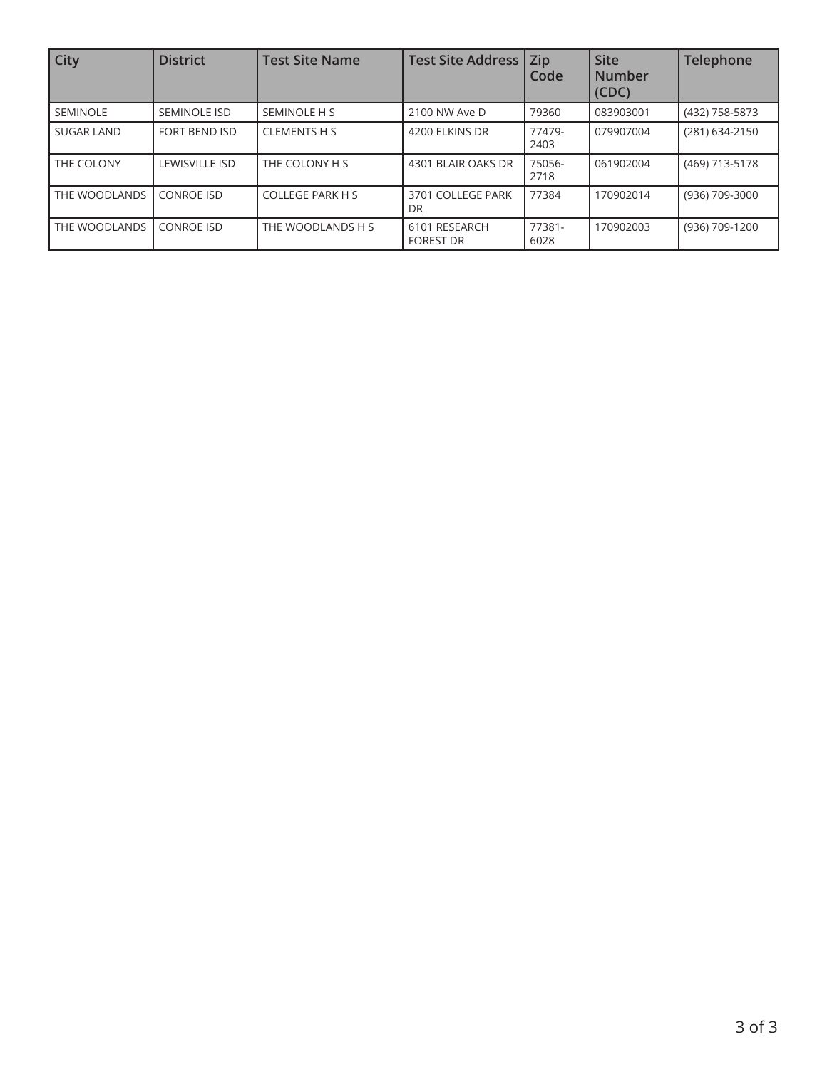| City | District | Test Site Name | Test Site Address | Zip Code | Site Number (CDC) | Telephone |
|---|---|---|---|---|---|---|
| SEMINOLE | SEMINOLE ISD | SEMINOLE H S | 2100 NW Ave D | 79360 | 083903001 | (432) 758-5873 |
| SUGAR LAND | FORT BEND ISD | CLEMENTS H S | 4200 ELKINS DR | 77479-2403 | 079907004 | (281) 634-2150 |
| THE COLONY | LEWISVILLE ISD | THE COLONY H S | 4301 BLAIR OAKS DR | 75056-2718 | 061902004 | (469) 713-5178 |
| THE WOODLANDS | CONROE ISD | COLLEGE PARK H S | 3701 COLLEGE PARK DR | 77384 | 170902014 | (936) 709-3000 |
| THE WOODLANDS | CONROE ISD | THE WOODLANDS H S | 6101 RESEARCH FOREST DR | 77381-6028 | 170902003 | (936) 709-1200 |